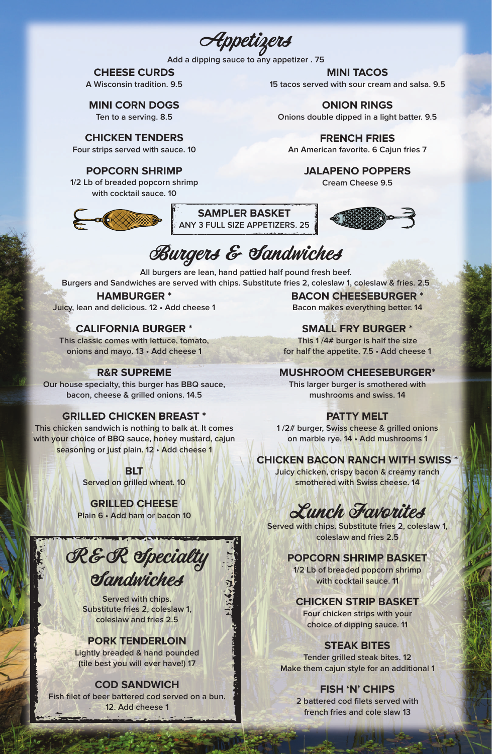# Appetizers

Add a dipping sauce to any appetizer . 75

### CHEESE CURDS
A Wisconsin tradition. 9.5

### MINI CORN DOGS
Ten to a serving. 8.5

### CHICKEN TENDERS
Four strips served with sauce. 10

### POPCORN SHRIMP
1/2 Lb of breaded popcorn shrimp with cocktail sauce. 10

### MINI TACOS
15 tacos served with sour cream and salsa. 9.5

### ONION RINGS
Onions double dipped in a light batter. 9.5

### FRENCH FRIES
An American favorite. 6 Cajun fries 7

### JALAPENO POPPERS
Cream Cheese 9.5

### SAMPLER BASKET
ANY 3 FULL SIZE APPETIZERS. 25

# Burgers & Sandwiches

All burgers are lean, hand pattied half pound fresh beef.
Burgers and Sandwiches are served with chips. Substitute fries 2, coleslaw 1, coleslaw & fries. 2.5

### HAMBURGER *
Juicy, lean and delicious. 12 • Add cheese 1

### CALIFORNIA BURGER *
This classic comes with lettuce, tomato, onions and mayo. 13 • Add cheese 1

### R&R SUPREME
Our house specialty, this burger has BBQ sauce, bacon, cheese & grilled onions. 14.5

### GRILLED CHICKEN BREAST *
This chicken sandwich is nothing to balk at. It comes with your choice of BBQ sauce, honey mustard, cajun seasoning or just plain. 12 • Add cheese 1

### BLT
Served on grilled wheat. 10

### GRILLED CHEESE
Plain 6 • Add ham or bacon 10

### BACON CHEESEBURGER *
Bacon makes everything better. 14

### SMALL FRY BURGER *
This 1 /4# burger is half the size for half the appetite. 7.5 • Add cheese 1

### MUSHROOM CHEESEBURGER*
This larger burger is smothered with mushrooms and swiss. 14

### PATTY MELT
1 /2# burger, Swiss cheese & grilled onions on marble rye. 14 • Add mushrooms 1

### CHICKEN BACON RANCH WITH SWISS *
Juicy chicken, crispy bacon & creamy ranch smothered with Swiss cheese. 14

## R&R Specialty Sandwiches

Served with chips.
Substitute fries 2, coleslaw 1, coleslaw and fries 2.5

### PORK TENDERLOIN
Lightly breaded & hand pounded (tile best you will ever have!) 17

### COD SANDWICH
Fish filet of beer battered cod served on a bun. 12. Add cheese 1

## Lunch Favorites

Served with chips. Substitute fries 2, coleslaw 1, coleslaw and fries 2.5

### POPCORN SHRIMP BASKET
1/2 Lb of breaded popcorn shrimp with cocktail sauce. 11

### CHICKEN STRIP BASKET
Four chicken strips with your choice of dipping sauce. 11

### STEAK BITES
Tender grilled steak bites. 12
Make them cajun style for an additional 1

### FISH 'N' CHIPS
2 battered cod filets served with french fries and cole slaw 13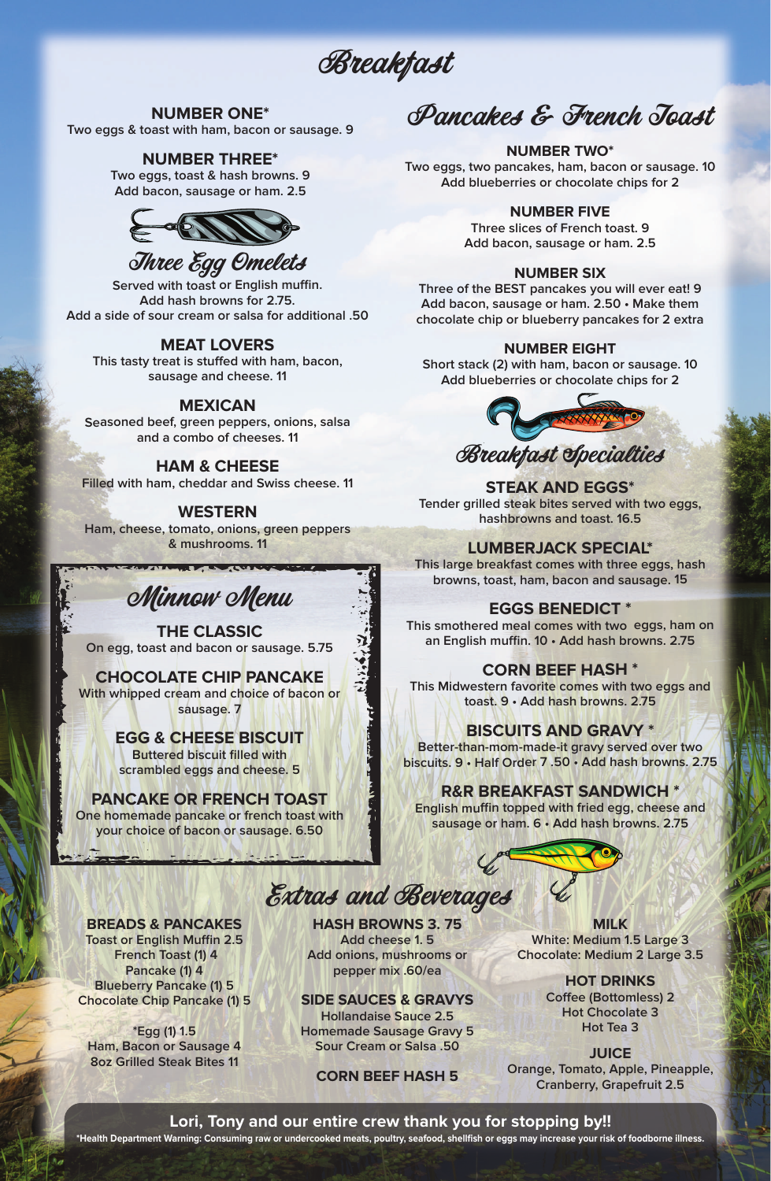# Breakfast

### NUMBER ONE*
Two eggs & toast with ham, bacon or sausage. 9

### NUMBER THREE*
Two eggs, toast & hash browns. 9
Add bacon, sausage or ham. 2.5

## Three Egg Omelets

Served with toast or English muffin.
Add hash browns for 2.75.
Add a side of sour cream or salsa for additional .50

### MEAT LOVERS
This tasty treat is stuffed with ham, bacon, sausage and cheese. 11

### MEXICAN
Seasoned beef, green peppers, onions, salsa and a combo of cheeses. 11

### HAM & CHEESE
Filled with ham, cheddar and Swiss cheese. 11

### WESTERN
Ham, cheese, tomato, onions, green peppers & mushrooms. 11

## Minnow Menu

### THE CLASSIC
On egg, toast and bacon or sausage. 5.75

### CHOCOLATE CHIP PANCAKE
With whipped cream and choice of bacon or sausage. 7

### EGG & CHEESE BISCUIT
Buttered biscuit filled with scrambled eggs and cheese. 5

### PANCAKE OR FRENCH TOAST
One homemade pancake or french toast with your choice of bacon or sausage. 6.50

## Pancakes & French Toast

### NUMBER TWO*
Two eggs, two pancakes, ham, bacon or sausage. 10
Add blueberries or chocolate chips for 2

### NUMBER FIVE
Three slices of French toast. 9
Add bacon, sausage or ham. 2.5

### NUMBER SIX
Three of the BEST pancakes you will ever eat! 9
Add bacon, sausage or ham. 2.50 • Make them chocolate chip or blueberry pancakes for 2 extra

### NUMBER EIGHT
Short stack (2) with ham, bacon or sausage. 10
Add blueberries or chocolate chips for 2

## Breakfast Specialties

### STEAK AND EGGS*
Tender grilled steak bites served with two eggs, hashbrowns and toast. 16.5

### LUMBERJACK SPECIAL*
This large breakfast comes with three eggs, hash browns, toast, ham, bacon and sausage. 15

### EGGS BENEDICT *
This smothered meal comes with two eggs, ham on an English muffin. 10 • Add hash browns. 2.75

### CORN BEEF HASH *
This Midwestern favorite comes with two eggs and toast. 9 • Add hash browns. 2.75

### BISCUITS AND GRAVY *
Better-than-mom-made-it gravy served over two biscuits. 9 • Half Order 7 .50 • Add hash browns. 2.75

### R&R BREAKFAST SANDWICH *
English muffin topped with fried egg, cheese and sausage or ham. 6 • Add hash browns. 2.75

## Extras and Beverages

### BREADS & PANCAKES
Toast or English Muffin 2.5
French Toast (1) 4
Pancake (1) 4
Blueberry Pancake (1) 5
Chocolate Chip Pancake (1) 5

*Egg (1) 1.5
Ham, Bacon or Sausage 4
8oz Grilled Steak Bites 11

### HASH BROWNS 3. 75
Add cheese 1. 5
Add onions, mushrooms or pepper mix .60/ea

### SIDE SAUCES & GRAVYS
Hollandaise Sauce 2.5
Homemade Sausage Gravy 5
Sour Cream or Salsa .50

### CORN BEEF HASH 5

### MILK
White: Medium 1.5 Large 3
Chocolate: Medium 2 Large 3.5

### HOT DRINKS
Coffee (Bottomless) 2
Hot Chocolate 3
Hot Tea 3

### JUICE
Orange, Tomato, Apple, Pineapple, Cranberry, Grapefruit 2.5

**Lori, Tony and our entire crew thank you for stopping by!!**

*Health Department Warning: Consuming raw or undercooked meats, poultry, seafood, shellfish or eggs may increase your risk of foodborne illness.